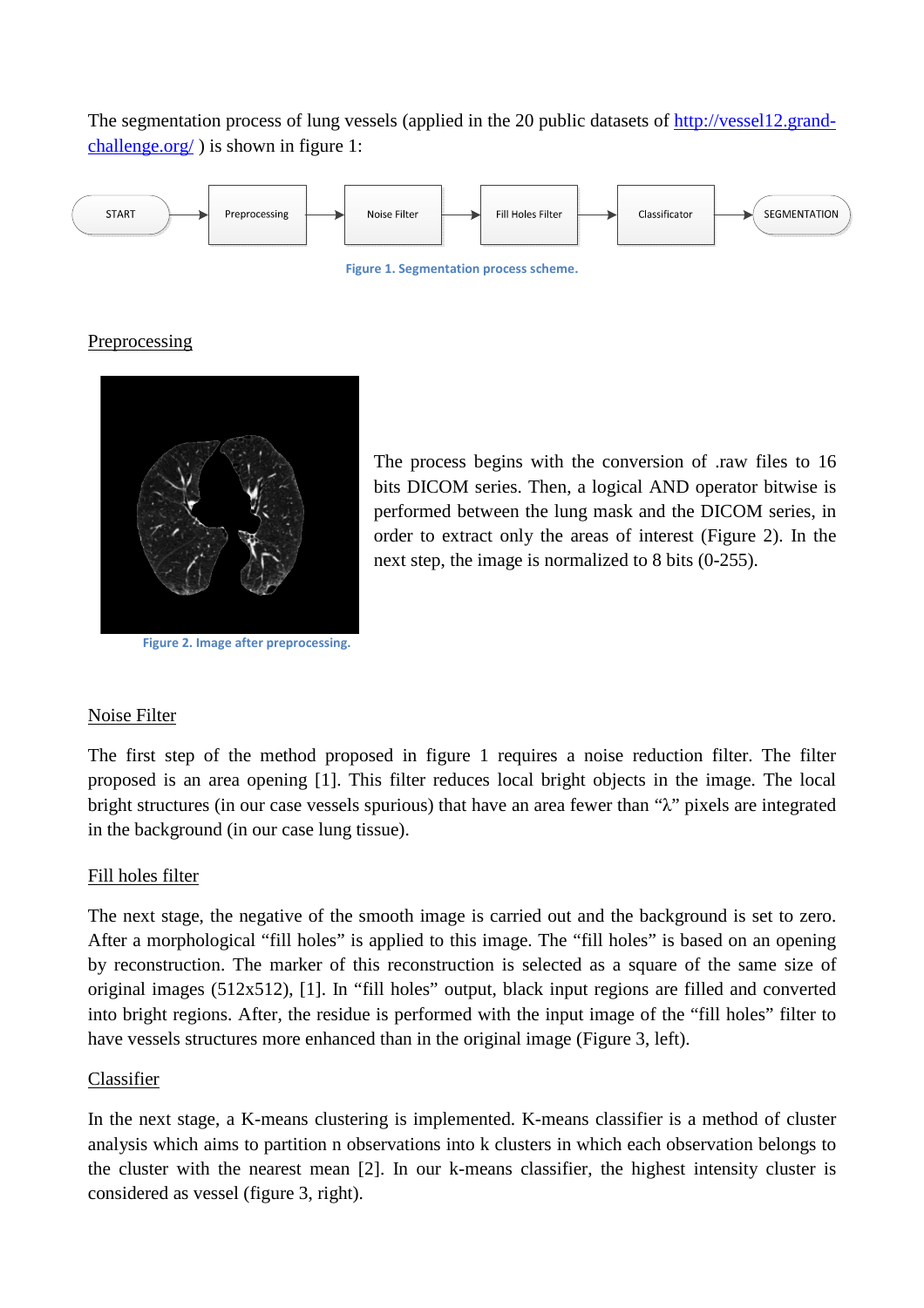The segmentation process of lung vessels (applied in the 20 public datasets of [http://vessel12.grand-challenge.org/](http://vessel12.grand-challenge.org/) ) is shown in figure 1:

START → Preprocessing → Noise Filter → Fill Holes Filter → Classificator → SEGMENTATION

Figure 1. Segmentation process scheme.

## Preprocessing

The process begins with the conversion of .raw files to 16 bits DICOM series. Then, a logical AND operator bitwise is performed between the lung mask and the DICOM series, in order to extract only the areas of interest (Figure 2). In the next step, the image is normalized to 8 bits (0-255).

Figure 2. Image after preprocessing.

## Noise Filter

The first step of the method proposed in figure 1 requires a noise reduction filter. The filter proposed is an area opening [1]. This filter reduces local bright objects in the image. The local bright structures (in our case vessels spurious) that have an area fewer than "$\lambda$" pixels are integrated in the background (in our case lung tissue).

## Fill holes filter

The next stage, the negative of the smooth image is carried out and the background is set to zero. After a morphological "fill holes" is applied to this image. The "fill holes" is based on an opening by reconstruction. The marker of this reconstruction is selected as a square of the same size of original images (512x512), [1]. In "fill holes" output, black input regions are filled and converted into bright regions. After, the residue is performed with the input image of the "fill holes" filter to have vessels structures more enhanced than in the original image (Figure 3, left).

## Classifier

In the next stage, a K-means clustering is implemented. K-means classifier is a method of cluster analysis which aims to partition n observations into k clusters in which each observation belongs to the cluster with the nearest mean [2]. In our k-means classifier, the highest intensity cluster is considered as vessel (figure 3, right).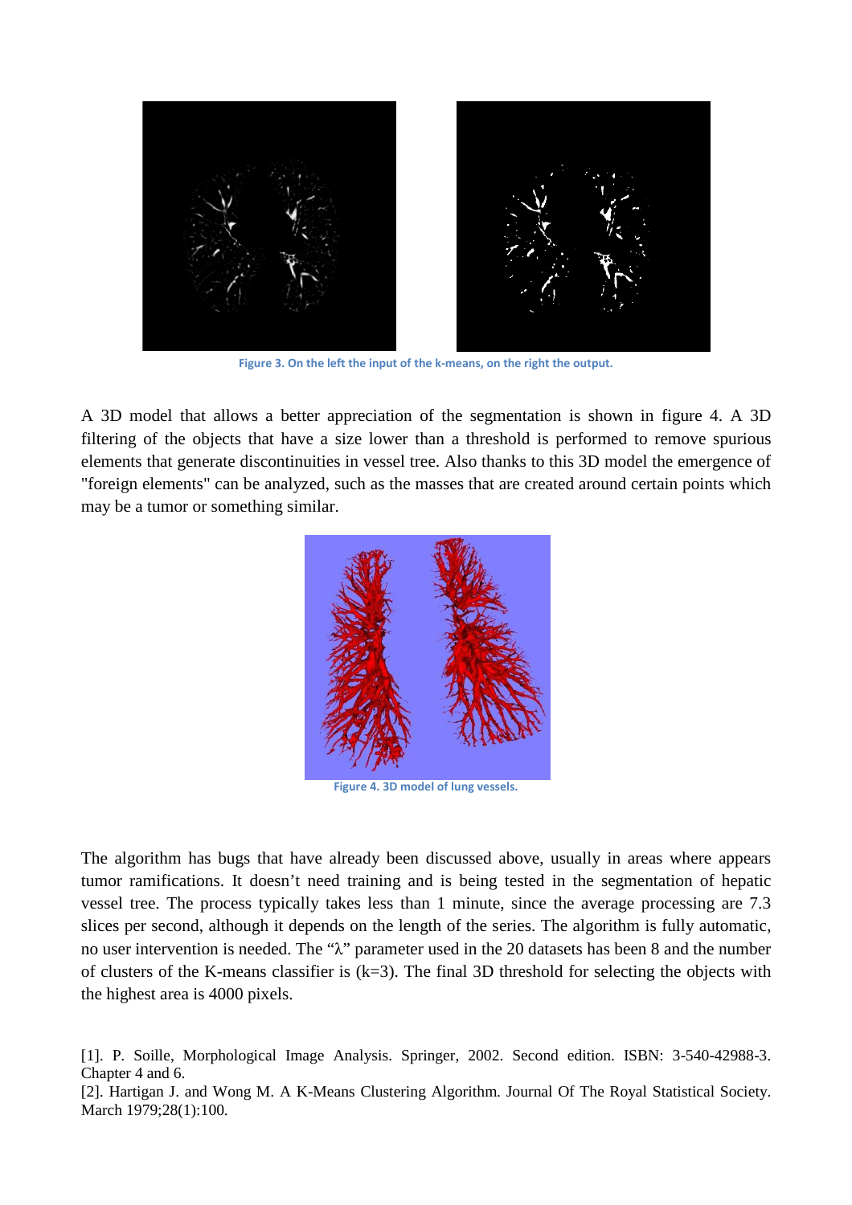Figure 3. On the left the input of the k-means, on the right the output.

A 3D model that allows a better appreciation of the segmentation is shown in figure 4. A 3D filtering of the objects that have a size lower than a threshold is performed to remove spurious elements that generate discontinuities in vessel tree. Also thanks to this 3D model the emergence of "foreign elements" can be analyzed, such as the masses that are created around certain points which may be a tumor or something similar.

Figure 4. 3D model of lung vessels.

The algorithm has bugs that have already been discussed above, usually in areas where appears tumor ramifications. It doesn't need training and is being tested in the segmentation of hepatic vessel tree. The process typically takes less than 1 minute, since the average processing are 7.3 slices per second, although it depends on the length of the series. The algorithm is fully automatic, no user intervention is needed. The "$\lambda$" parameter used in the 20 datasets has been 8 and the number of clusters of the K-means classifier is ($k=3$). The final 3D threshold for selecting the objects with the highest area is 4000 pixels.

[1]. P. Soille, Morphological Image Analysis. Springer, 2002. Second edition. ISBN: 3-540-42988-3. Chapter 4 and 6.

[2]. Hartigan J. and Wong M. A K-Means Clustering Algorithm. Journal Of The Royal Statistical Society. March 1979;28(1):100.